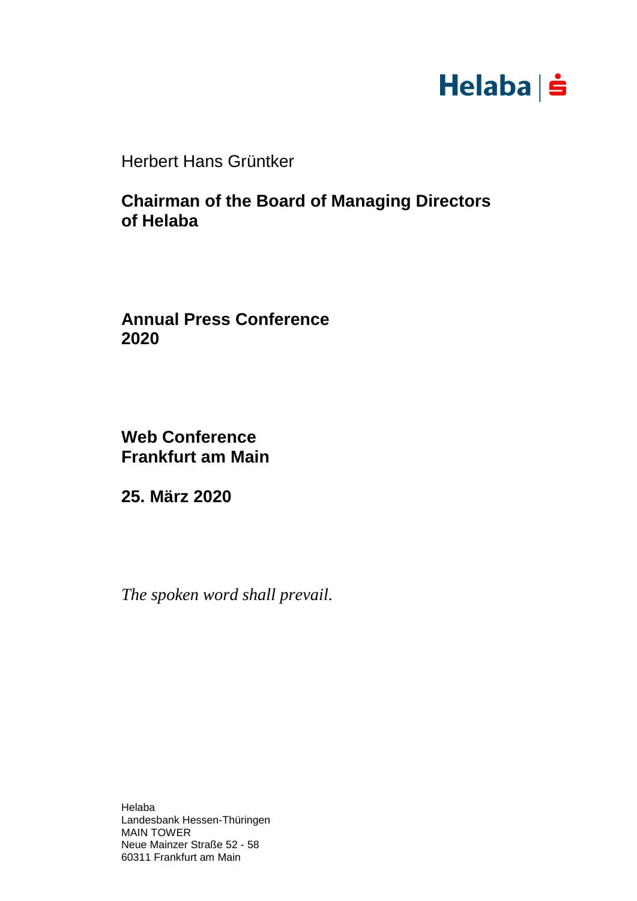Helaba

Herbert Hans Grüntker

**Chairman of the Board of Managing Directors of Helaba**

**Annual Press Conference 2020**

**Web Conference Frankfurt am Main**

**25. März 2020**

*The spoken word shall prevail.*

Helaba
Landesbank Hessen-Thüringen
MAIN TOWER
Neue Mainzer Straße 52 - 58
60311 Frankfurt am Main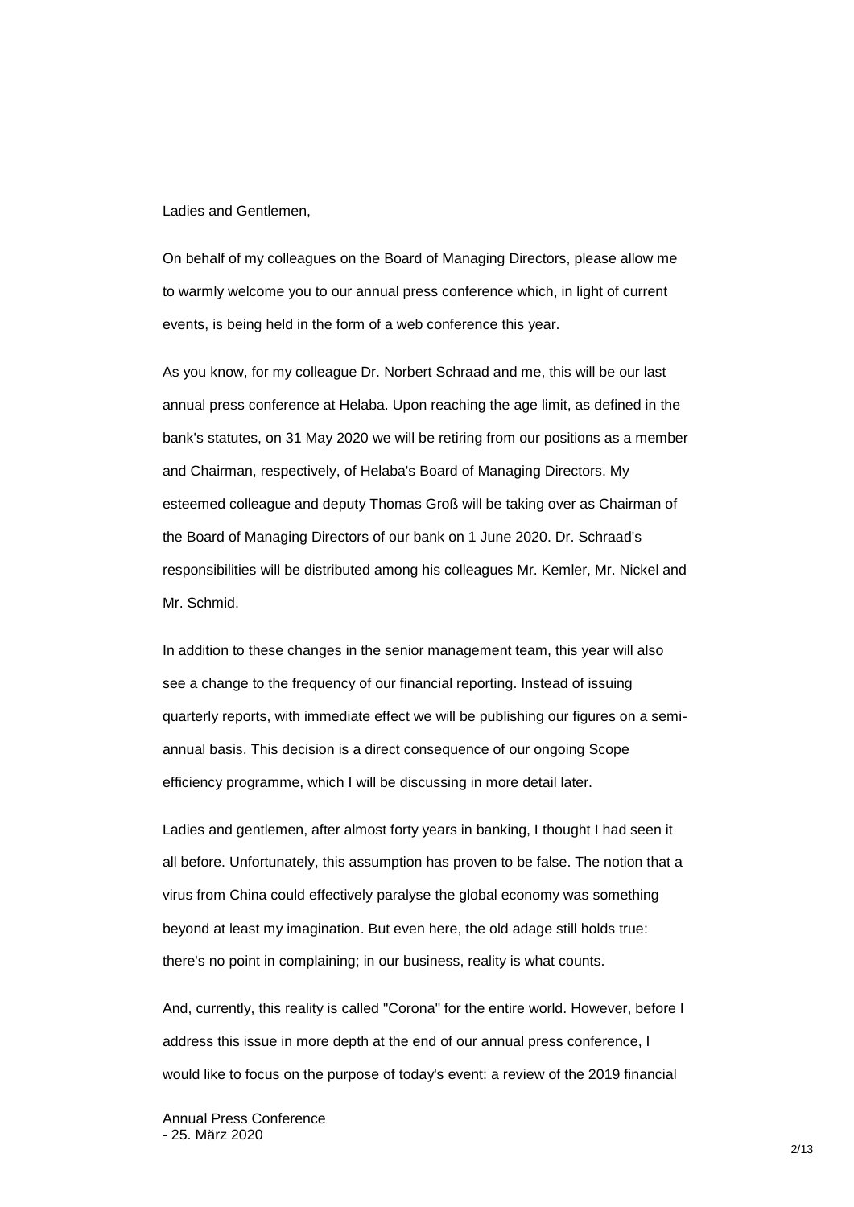Ladies and Gentlemen,

On behalf of my colleagues on the Board of Managing Directors, please allow me to warmly welcome you to our annual press conference which, in light of current events, is being held in the form of a web conference this year.

As you know, for my colleague Dr. Norbert Schraad and me, this will be our last annual press conference at Helaba. Upon reaching the age limit, as defined in the bank's statutes, on 31 May 2020 we will be retiring from our positions as a member and Chairman, respectively, of Helaba's Board of Managing Directors. My esteemed colleague and deputy Thomas Groß will be taking over as Chairman of the Board of Managing Directors of our bank on 1 June 2020. Dr. Schraad's responsibilities will be distributed among his colleagues Mr. Kemler, Mr. Nickel and Mr. Schmid.

In addition to these changes in the senior management team, this year will also see a change to the frequency of our financial reporting. Instead of issuing quarterly reports, with immediate effect we will be publishing our figures on a semi-annual basis. This decision is a direct consequence of our ongoing Scope efficiency programme, which I will be discussing in more detail later.

Ladies and gentlemen, after almost forty years in banking, I thought I had seen it all before. Unfortunately, this assumption has proven to be false. The notion that a virus from China could effectively paralyse the global economy was something beyond at least my imagination. But even here, the old adage still holds true: there's no point in complaining; in our business, reality is what counts.

And, currently, this reality is called "Corona" for the entire world. However, before I address this issue in more depth at the end of our annual press conference, I would like to focus on the purpose of today's event: a review of the 2019 financial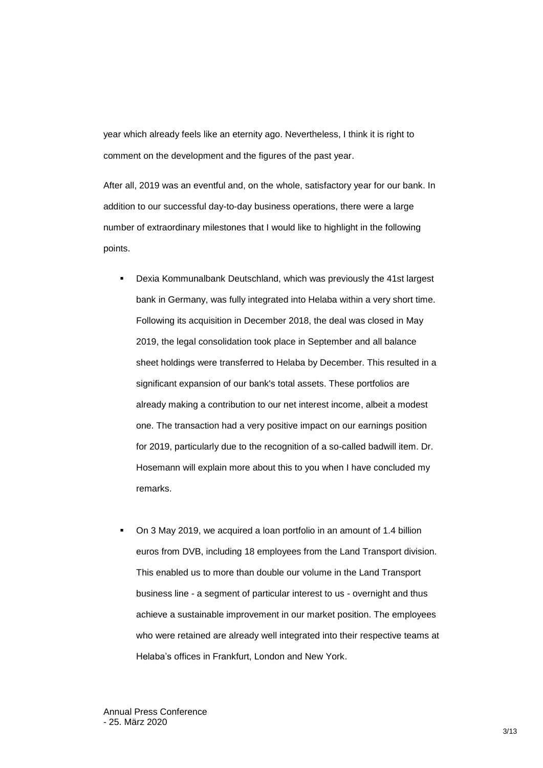year which already feels like an eternity ago. Nevertheless, I think it is right to comment on the development and the figures of the past year.

After all, 2019 was an eventful and, on the whole, satisfactory year for our bank. In addition to our successful day-to-day business operations, there were a large number of extraordinary milestones that I would like to highlight in the following points.

- Dexia Kommunalbank Deutschland, which was previously the 41st largest bank in Germany, was fully integrated into Helaba within a very short time. Following its acquisition in December 2018, the deal was closed in May 2019, the legal consolidation took place in September and all balance sheet holdings were transferred to Helaba by December. This resulted in a significant expansion of our bank's total assets. These portfolios are already making a contribution to our net interest income, albeit a modest one. The transaction had a very positive impact on our earnings position for 2019, particularly due to the recognition of a so-called badwill item. Dr. Hosemann will explain more about this to you when I have concluded my remarks.

- On 3 May 2019, we acquired a loan portfolio in an amount of 1.4 billion euros from DVB, including 18 employees from the Land Transport division. This enabled us to more than double our volume in the Land Transport business line - a segment of particular interest to us - overnight and thus achieve a sustainable improvement in our market position. The employees who were retained are already well integrated into their respective teams at Helaba's offices in Frankfurt, London and New York.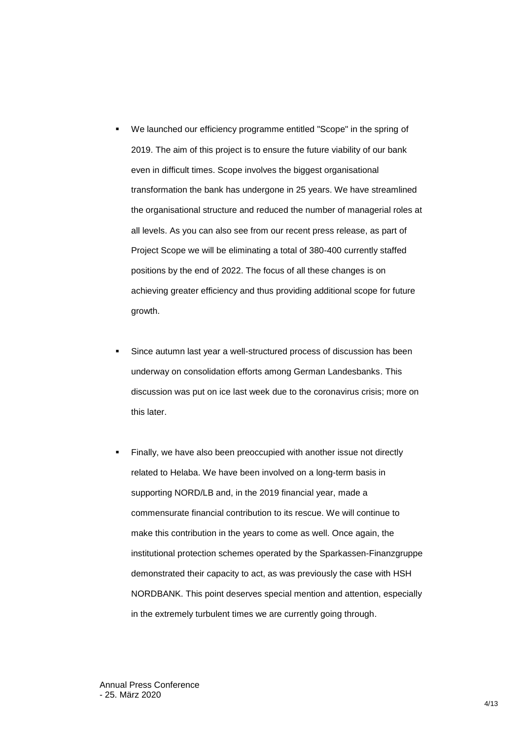- We launched our efficiency programme entitled "Scope" in the spring of 2019. The aim of this project is to ensure the future viability of our bank even in difficult times. Scope involves the biggest organisational transformation the bank has undergone in 25 years. We have streamlined the organisational structure and reduced the number of managerial roles at all levels. As you can also see from our recent press release, as part of Project Scope we will be eliminating a total of 380-400 currently staffed positions by the end of 2022. The focus of all these changes is on achieving greater efficiency and thus providing additional scope for future growth.

- Since autumn last year a well-structured process of discussion has been underway on consolidation efforts among German Landesbanks. This discussion was put on ice last week due to the coronavirus crisis; more on this later.

- Finally, we have also been preoccupied with another issue not directly related to Helaba. We have been involved on a long-term basis in supporting NORD/LB and, in the 2019 financial year, made a commensurate financial contribution to its rescue. We will continue to make this contribution in the years to come as well. Once again, the institutional protection schemes operated by the Sparkassen-Finanzgruppe demonstrated their capacity to act, as was previously the case with HSH NORDBANK. This point deserves special mention and attention, especially in the extremely turbulent times we are currently going through.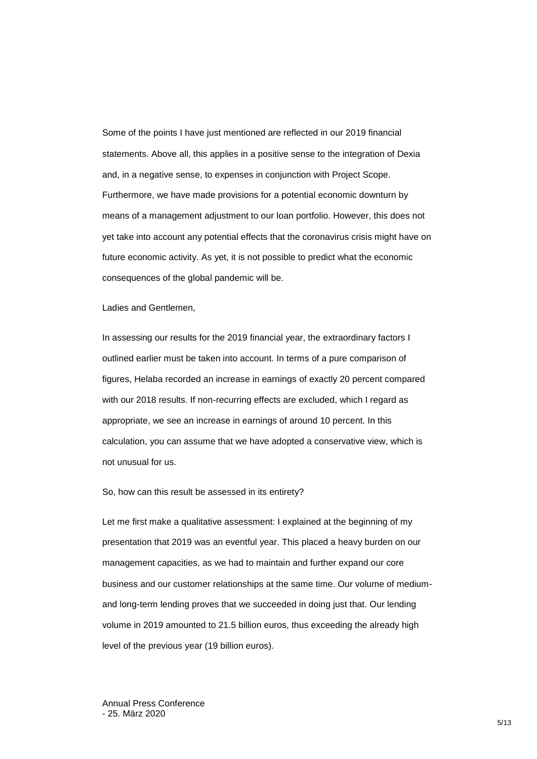Some of the points I have just mentioned are reflected in our 2019 financial statements. Above all, this applies in a positive sense to the integration of Dexia and, in a negative sense, to expenses in conjunction with Project Scope. Furthermore, we have made provisions for a potential economic downturn by means of a management adjustment to our loan portfolio. However, this does not yet take into account any potential effects that the coronavirus crisis might have on future economic activity. As yet, it is not possible to predict what the economic consequences of the global pandemic will be.

Ladies and Gentlemen,

In assessing our results for the 2019 financial year, the extraordinary factors I outlined earlier must be taken into account. In terms of a pure comparison of figures, Helaba recorded an increase in earnings of exactly 20 percent compared with our 2018 results. If non-recurring effects are excluded, which I regard as appropriate, we see an increase in earnings of around 10 percent. In this calculation, you can assume that we have adopted a conservative view, which is not unusual for us.

So, how can this result be assessed in its entirety?

Let me first make a qualitative assessment: I explained at the beginning of my presentation that 2019 was an eventful year. This placed a heavy burden on our management capacities, as we had to maintain and further expand our core business and our customer relationships at the same time. Our volume of medium- and long-term lending proves that we succeeded in doing just that. Our lending volume in 2019 amounted to 21.5 billion euros, thus exceeding the already high level of the previous year (19 billion euros).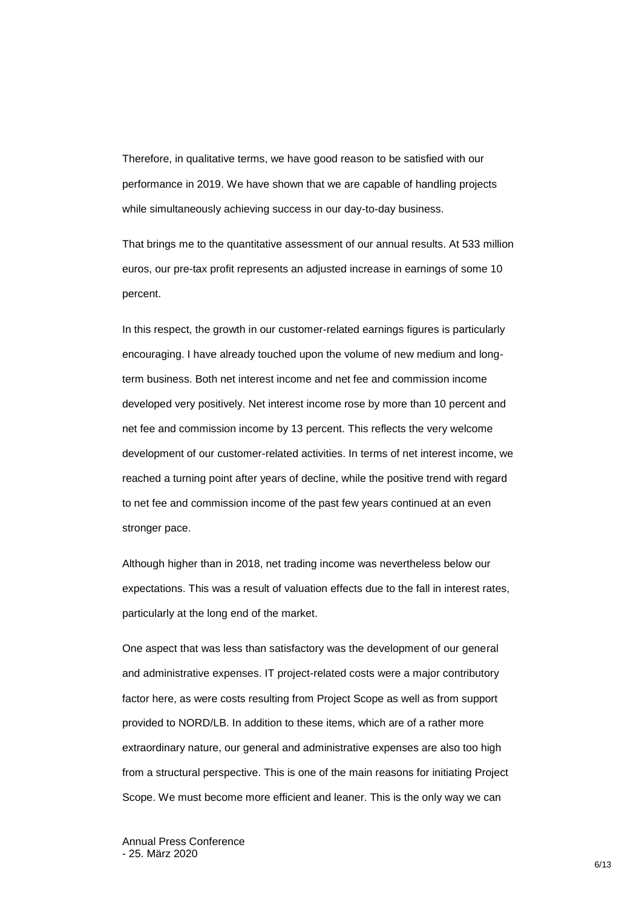Therefore, in qualitative terms, we have good reason to be satisfied with our performance in 2019. We have shown that we are capable of handling projects while simultaneously achieving success in our day-to-day business.

That brings me to the quantitative assessment of our annual results. At 533 million euros, our pre-tax profit represents an adjusted increase in earnings of some 10 percent.

In this respect, the growth in our customer-related earnings figures is particularly encouraging. I have already touched upon the volume of new medium and long-term business. Both net interest income and net fee and commission income developed very positively. Net interest income rose by more than 10 percent and net fee and commission income by 13 percent. This reflects the very welcome development of our customer-related activities. In terms of net interest income, we reached a turning point after years of decline, while the positive trend with regard to net fee and commission income of the past few years continued at an even stronger pace.

Although higher than in 2018, net trading income was nevertheless below our expectations. This was a result of valuation effects due to the fall in interest rates, particularly at the long end of the market.

One aspect that was less than satisfactory was the development of our general and administrative expenses. IT project-related costs were a major contributory factor here, as were costs resulting from Project Scope as well as from support provided to NORD/LB. In addition to these items, which are of a rather more extraordinary nature, our general and administrative expenses are also too high from a structural perspective. This is one of the main reasons for initiating Project Scope. We must become more efficient and leaner. This is the only way we can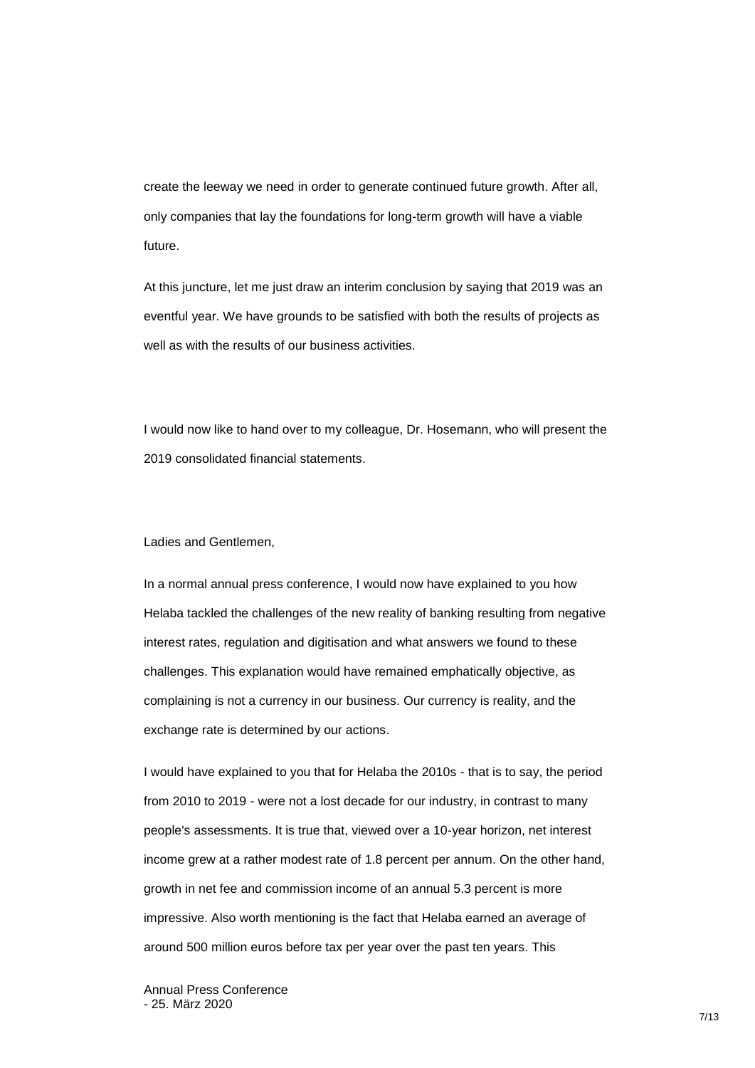create the leeway we need in order to generate continued future growth. After all, only companies that lay the foundations for long-term growth will have a viable future.

At this juncture, let me just draw an interim conclusion by saying that 2019 was an eventful year. We have grounds to be satisfied with both the results of projects as well as with the results of our business activities.

I would now like to hand over to my colleague, Dr. Hosemann, who will present the 2019 consolidated financial statements.

Ladies and Gentlemen,

In a normal annual press conference, I would now have explained to you how Helaba tackled the challenges of the new reality of banking resulting from negative interest rates, regulation and digitisation and what answers we found to these challenges. This explanation would have remained emphatically objective, as complaining is not a currency in our business. Our currency is reality, and the exchange rate is determined by our actions.

I would have explained to you that for Helaba the 2010s - that is to say, the period from 2010 to 2019 - were not a lost decade for our industry, in contrast to many people's assessments. It is true that, viewed over a 10-year horizon, net interest income grew at a rather modest rate of 1.8 percent per annum. On the other hand, growth in net fee and commission income of an annual 5.3 percent is more impressive. Also worth mentioning is the fact that Helaba earned an average of around 500 million euros before tax per year over the past ten years. This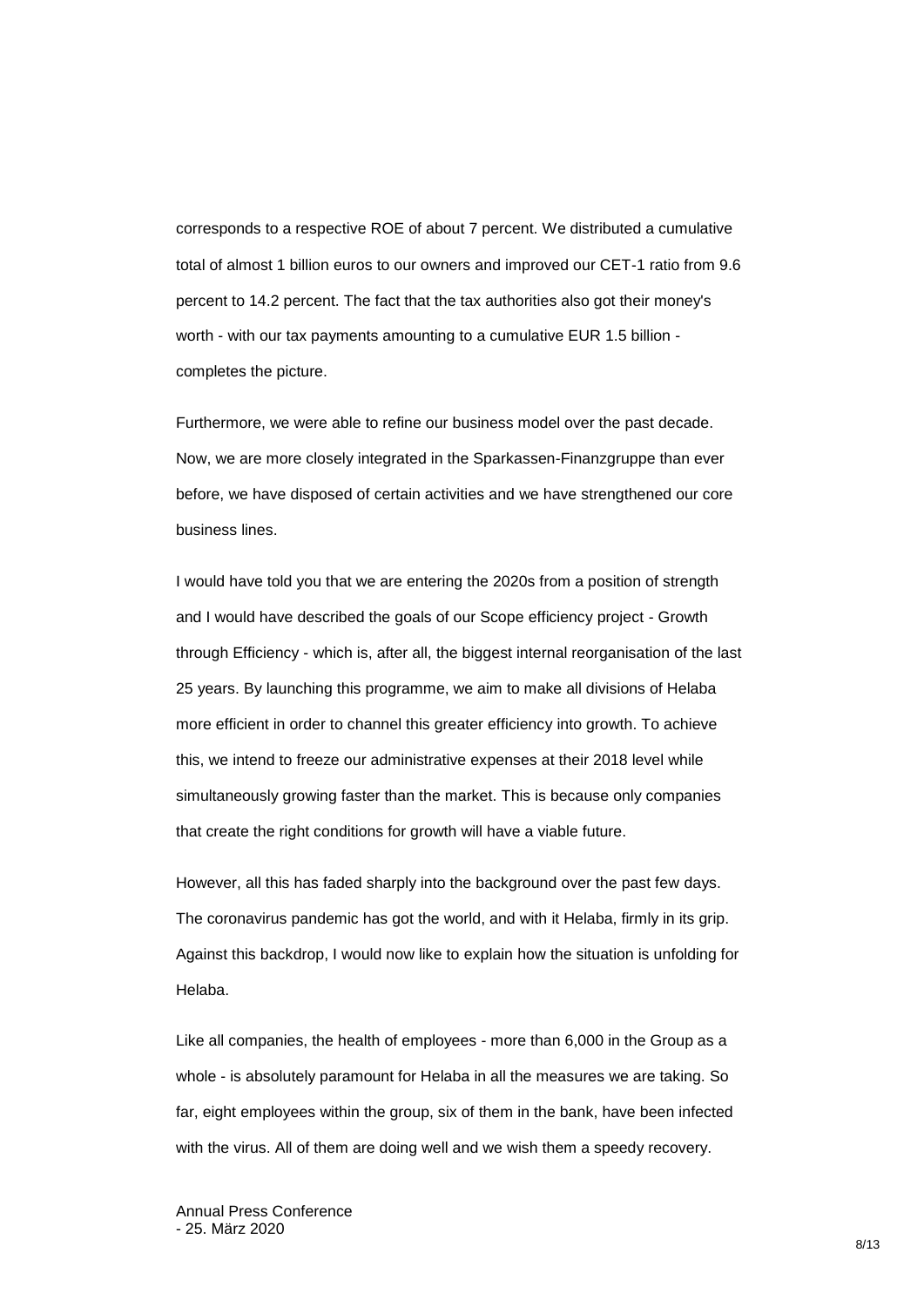corresponds to a respective ROE of about 7 percent. We distributed a cumulative total of almost 1 billion euros to our owners and improved our CET-1 ratio from 9.6 percent to 14.2 percent. The fact that the tax authorities also got their money's worth - with our tax payments amounting to a cumulative EUR 1.5 billion - completes the picture.

Furthermore, we were able to refine our business model over the past decade. Now, we are more closely integrated in the Sparkassen-Finanzgruppe than ever before, we have disposed of certain activities and we have strengthened our core business lines.

I would have told you that we are entering the 2020s from a position of strength and I would have described the goals of our Scope efficiency project - Growth through Efficiency - which is, after all, the biggest internal reorganisation of the last 25 years. By launching this programme, we aim to make all divisions of Helaba more efficient in order to channel this greater efficiency into growth. To achieve this, we intend to freeze our administrative expenses at their 2018 level while simultaneously growing faster than the market. This is because only companies that create the right conditions for growth will have a viable future.

However, all this has faded sharply into the background over the past few days. The coronavirus pandemic has got the world, and with it Helaba, firmly in its grip. Against this backdrop, I would now like to explain how the situation is unfolding for Helaba.

Like all companies, the health of employees - more than 6,000 in the Group as a whole - is absolutely paramount for Helaba in all the measures we are taking. So far, eight employees within the group, six of them in the bank, have been infected with the virus. All of them are doing well and we wish them a speedy recovery.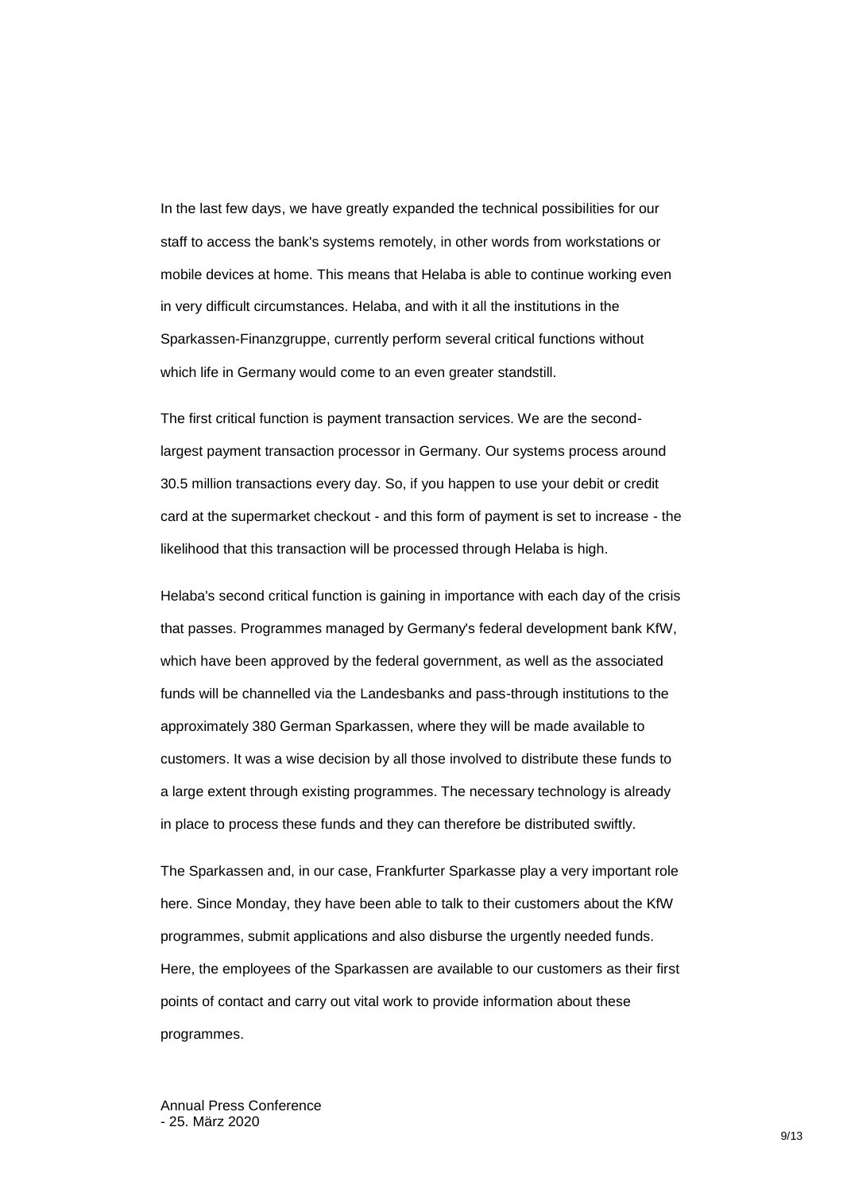In the last few days, we have greatly expanded the technical possibilities for our staff to access the bank's systems remotely, in other words from workstations or mobile devices at home. This means that Helaba is able to continue working even in very difficult circumstances. Helaba, and with it all the institutions in the Sparkassen-Finanzgruppe, currently perform several critical functions without which life in Germany would come to an even greater standstill.

The first critical function is payment transaction services. We are the second-largest payment transaction processor in Germany. Our systems process around 30.5 million transactions every day. So, if you happen to use your debit or credit card at the supermarket checkout - and this form of payment is set to increase - the likelihood that this transaction will be processed through Helaba is high.

Helaba's second critical function is gaining in importance with each day of the crisis that passes. Programmes managed by Germany's federal development bank KfW, which have been approved by the federal government, as well as the associated funds will be channelled via the Landesbanks and pass-through institutions to the approximately 380 German Sparkassen, where they will be made available to customers. It was a wise decision by all those involved to distribute these funds to a large extent through existing programmes. The necessary technology is already in place to process these funds and they can therefore be distributed swiftly.

The Sparkassen and, in our case, Frankfurter Sparkasse play a very important role here. Since Monday, they have been able to talk to their customers about the KfW programmes, submit applications and also disburse the urgently needed funds. Here, the employees of the Sparkassen are available to our customers as their first points of contact and carry out vital work to provide information about these programmes.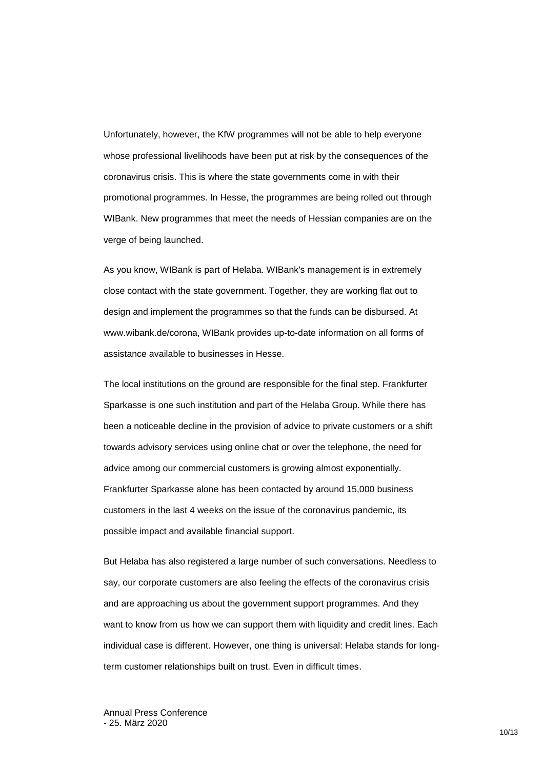Unfortunately, however, the KfW programmes will not be able to help everyone whose professional livelihoods have been put at risk by the consequences of the coronavirus crisis. This is where the state governments come in with their promotional programmes. In Hesse, the programmes are being rolled out through WIBank. New programmes that meet the needs of Hessian companies are on the verge of being launched.

As you know, WIBank is part of Helaba. WIBank's management is in extremely close contact with the state government. Together, they are working flat out to design and implement the programmes so that the funds can be disbursed. At www.wibank.de/corona, WIBank provides up-to-date information on all forms of assistance available to businesses in Hesse.

The local institutions on the ground are responsible for the final step. Frankfurter Sparkasse is one such institution and part of the Helaba Group. While there has been a noticeable decline in the provision of advice to private customers or a shift towards advisory services using online chat or over the telephone, the need for advice among our commercial customers is growing almost exponentially. Frankfurter Sparkasse alone has been contacted by around 15,000 business customers in the last 4 weeks on the issue of the coronavirus pandemic, its possible impact and available financial support.

But Helaba has also registered a large number of such conversations. Needless to say, our corporate customers are also feeling the effects of the coronavirus crisis and are approaching us about the government support programmes. And they want to know from us how we can support them with liquidity and credit lines. Each individual case is different. However, one thing is universal: Helaba stands for long-term customer relationships built on trust. Even in difficult times.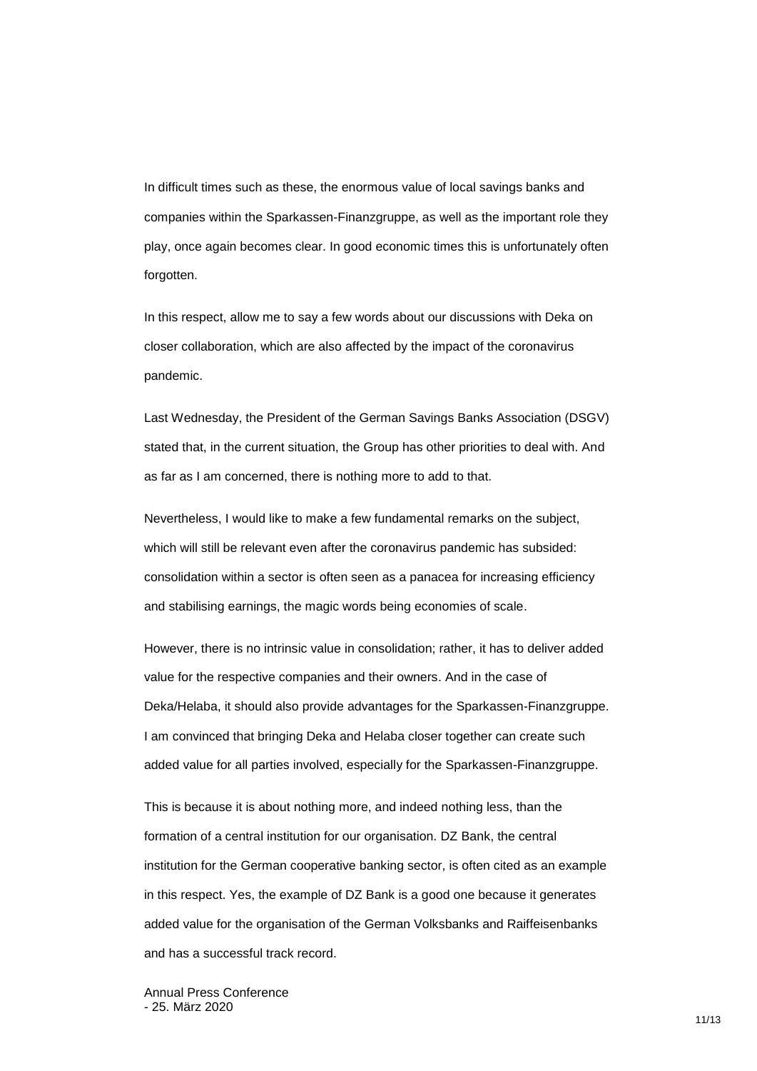In difficult times such as these, the enormous value of local savings banks and companies within the Sparkassen-Finanzgruppe, as well as the important role they play, once again becomes clear. In good economic times this is unfortunately often forgotten.

In this respect, allow me to say a few words about our discussions with Deka on closer collaboration, which are also affected by the impact of the coronavirus pandemic.

Last Wednesday, the President of the German Savings Banks Association (DSGV) stated that, in the current situation, the Group has other priorities to deal with. And as far as I am concerned, there is nothing more to add to that.

Nevertheless, I would like to make a few fundamental remarks on the subject, which will still be relevant even after the coronavirus pandemic has subsided: consolidation within a sector is often seen as a panacea for increasing efficiency and stabilising earnings, the magic words being economies of scale.

However, there is no intrinsic value in consolidation; rather, it has to deliver added value for the respective companies and their owners. And in the case of Deka/Helaba, it should also provide advantages for the Sparkassen-Finanzgruppe. I am convinced that bringing Deka and Helaba closer together can create such added value for all parties involved, especially for the Sparkassen-Finanzgruppe.

This is because it is about nothing more, and indeed nothing less, than the formation of a central institution for our organisation. DZ Bank, the central institution for the German cooperative banking sector, is often cited as an example in this respect. Yes, the example of DZ Bank is a good one because it generates added value for the organisation of the German Volksbanks and Raiffeisenbanks and has a successful track record.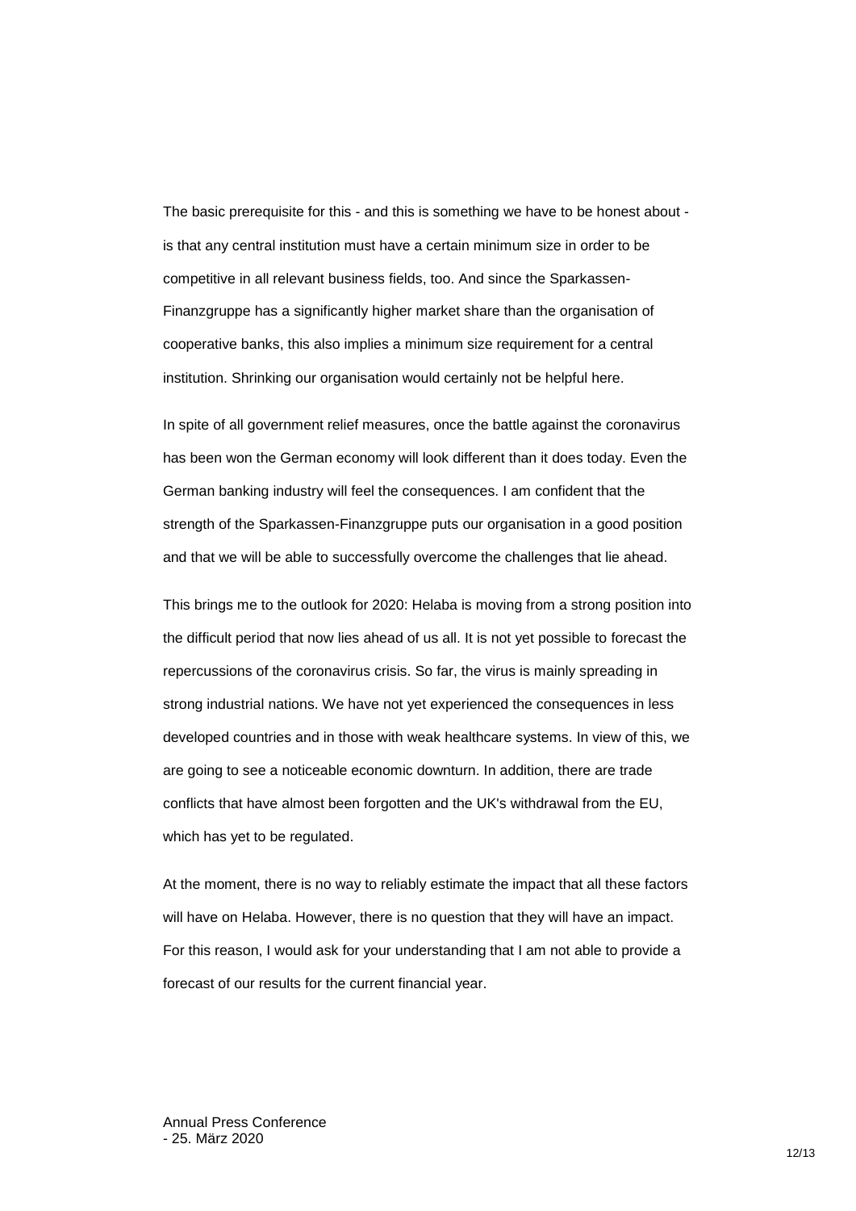The basic prerequisite for this - and this is something we have to be honest about - is that any central institution must have a certain minimum size in order to be competitive in all relevant business fields, too. And since the Sparkassen-Finanzgruppe has a significantly higher market share than the organisation of cooperative banks, this also implies a minimum size requirement for a central institution. Shrinking our organisation would certainly not be helpful here.

In spite of all government relief measures, once the battle against the coronavirus has been won the German economy will look different than it does today. Even the German banking industry will feel the consequences. I am confident that the strength of the Sparkassen-Finanzgruppe puts our organisation in a good position and that we will be able to successfully overcome the challenges that lie ahead.

This brings me to the outlook for 2020: Helaba is moving from a strong position into the difficult period that now lies ahead of us all. It is not yet possible to forecast the repercussions of the coronavirus crisis. So far, the virus is mainly spreading in strong industrial nations. We have not yet experienced the consequences in less developed countries and in those with weak healthcare systems. In view of this, we are going to see a noticeable economic downturn. In addition, there are trade conflicts that have almost been forgotten and the UK's withdrawal from the EU, which has yet to be regulated.

At the moment, there is no way to reliably estimate the impact that all these factors will have on Helaba. However, there is no question that they will have an impact. For this reason, I would ask for your understanding that I am not able to provide a forecast of our results for the current financial year.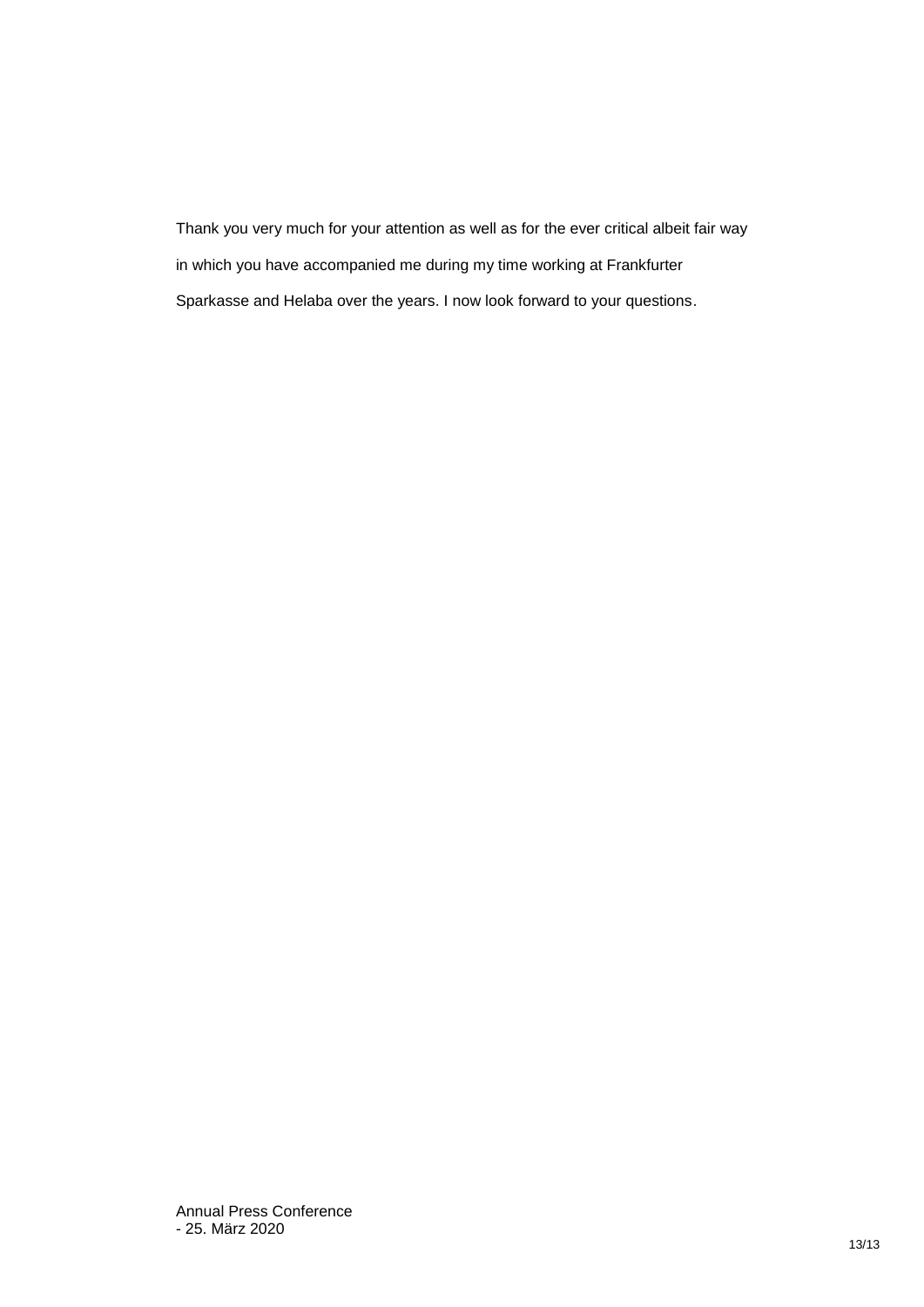Thank you very much for your attention as well as for the ever critical albeit fair way in which you have accompanied me during my time working at Frankfurter Sparkasse and Helaba over the years. I now look forward to your questions.